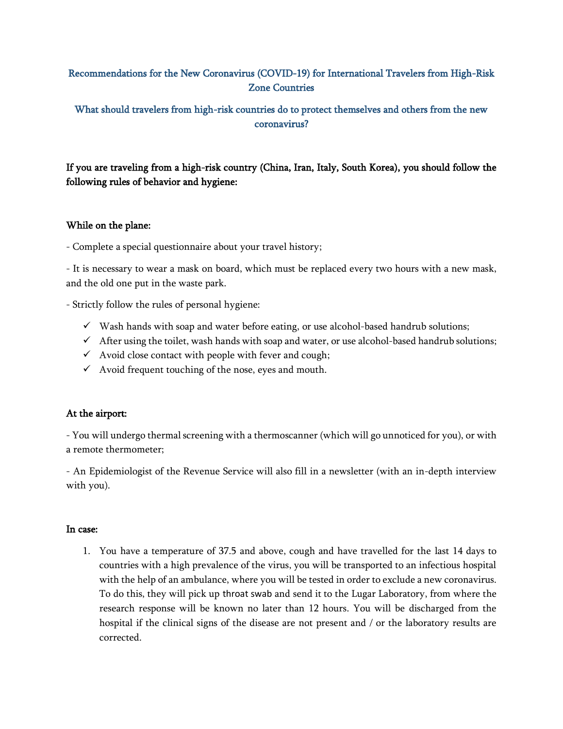## Recommendations for the New Coronavirus (COVID-19) for International Travelers from High-Risk Zone Countries

## What should travelers from high-risk countries do to protect themselves and others from the new coronavirus?

**If you are traveling from a high-risk country (China, Iran, Italy, South Korea), you should follow the following rules of behavior and hygiene:**

**While on the plane:**

- Complete a special questionnaire about your travel history;

- It is necessary to wear a mask on board, which must be replaced every two hours with a new mask, and the old one put in the waste park.

- Strictly follow the rules of personal hygiene:

  - ✓ Wash hands with soap and water before eating, or use alcohol-based handrub solutions;
  - ✓ After using the toilet, wash hands with soap and water, or use alcohol-based handrub solutions;
  - ✓ Avoid close contact with people with fever and cough;
  - ✓ Avoid frequent touching of the nose, eyes and mouth.

**At the airport:**

- You will undergo thermal screening with a thermoscanner (which will go unnoticed for you), or with a remote thermometer;

- An Epidemiologist of the Revenue Service will also fill in a newsletter (with an in-depth interview with you).

**In case:**

1. You have a temperature of 37.5 and above, cough and have travelled for the last 14 days to countries with a high prevalence of the virus, you will be transported to an infectious hospital with the help of an ambulance, where you will be tested in order to exclude a new coronavirus. To do this, they will pick up throat swab and send it to the Lugar Laboratory, from where the research response will be known no later than 12 hours. You will be discharged from the hospital if the clinical signs of the disease are not present and / or the laboratory results are corrected.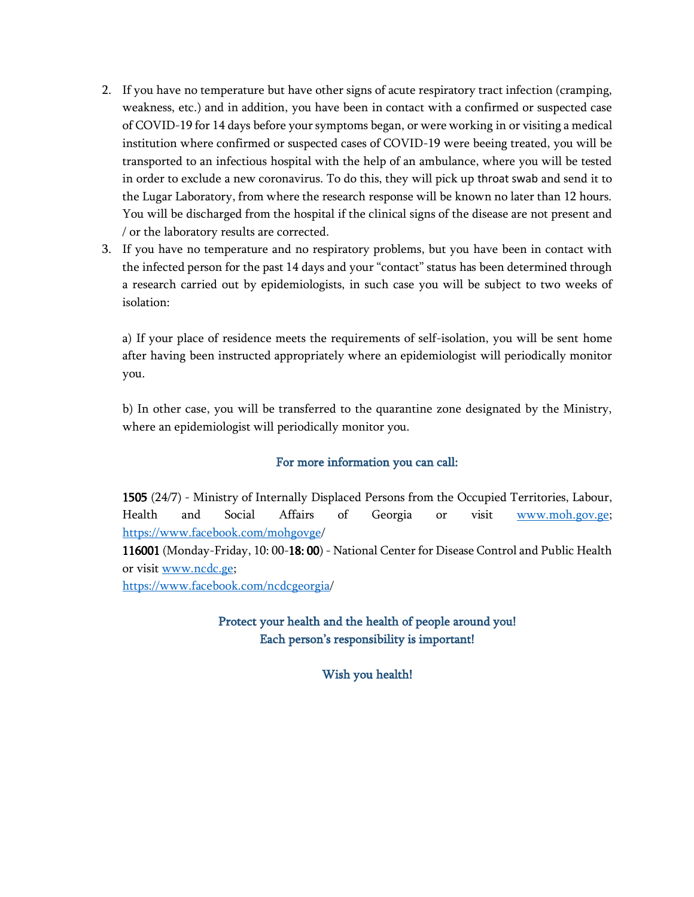2. If you have no temperature but have other signs of acute respiratory tract infection (cramping, weakness, etc.) and in addition, you have been in contact with a confirmed or suspected case of COVID-19 for 14 days before your symptoms began, or were working in or visiting a medical institution where confirmed or suspected cases of COVID-19 were beeing treated, you will be transported to an infectious hospital with the help of an ambulance, where you will be tested in order to exclude a new coronavirus. To do this, they will pick up throat swab and send it to the Lugar Laboratory, from where the research response will be known no later than 12 hours. You will be discharged from the hospital if the clinical signs of the disease are not present and / or the laboratory results are corrected.
3. If you have no temperature and no respiratory problems, but you have been in contact with the infected person for the past 14 days and your "contact" status has been determined through a research carried out by epidemiologists, in such case you will be subject to two weeks of isolation:

   a) If your place of residence meets the requirements of self-isolation, you will be sent home after having been instructed appropriately where an epidemiologist will periodically monitor you.

   b) In other case, you will be transferred to the quarantine zone designated by the Ministry, where an epidemiologist will periodically monitor you.

**For more information you can call:**

**1505** (24/7) - Ministry of Internally Displaced Persons from the Occupied Territories, Labour, Health and Social Affairs of Georgia or visit [www.moh.gov.ge](http://www.moh.gov.ge); [https://www.facebook.com/mohgovge](https://www.facebook.com/mohgovge)/

**116001** (Monday-Friday, 10: 00-**18: 00**) - National Center for Disease Control and Public Health or visit [www.ncdc.ge](http://www.ncdc.ge);
[https://www.facebook.com/ncdcgeorgia](https://www.facebook.com/ncdcgeorgia)/

**Protect your health and the health of people around you!**
**Each person's responsibility is important!**

**Wish you health!**